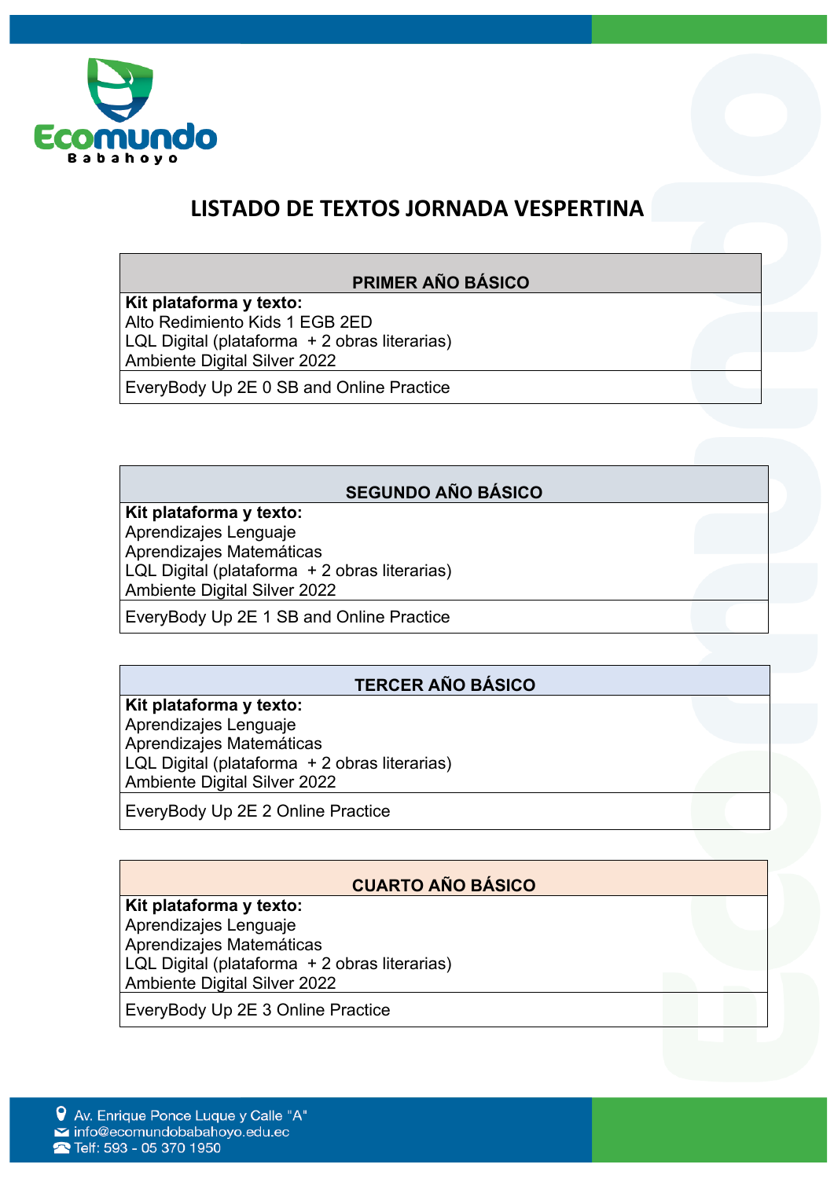Ecomundo
Babahoyo

# LISTADO DE TEXTOS JORNADA VESPERTINA

| PRIMER AÑO BÁSICO |
|---|
| **Kit plataforma y texto:**<br>Alto Redimiento Kids 1 EGB 2ED<br>LQL Digital (plataforma + 2 obras literarias)<br>Ambiente Digital Silver 2022 |
| EveryBody Up 2E 0 SB and Online Practice |

| SEGUNDO AÑO BÁSICO |
|---|
| **Kit plataforma y texto:**<br>Aprendizajes Lenguaje<br>Aprendizajes Matemáticas<br>LQL Digital (plataforma + 2 obras literarias)<br>Ambiente Digital Silver 2022 |
| EveryBody Up 2E 1 SB and Online Practice |

| TERCER AÑO BÁSICO |
|---|
| **Kit plataforma y texto:**<br>Aprendizajes Lenguaje<br>Aprendizajes Matemáticas<br>LQL Digital (plataforma + 2 obras literarias)<br>Ambiente Digital Silver 2022 |
| EveryBody Up 2E 2 Online Practice |

| CUARTO AÑO BÁSICO |
|---|
| **Kit plataforma y texto:**<br>Aprendizajes Lenguaje<br>Aprendizajes Matemáticas<br>LQL Digital (plataforma + 2 obras literarias)<br>Ambiente Digital Silver 2022 |
| EveryBody Up 2E 3 Online Practice |

Av. Enrique Ponce Luque y Calle "A"
info@ecomundobabahoyo.edu.ec
Telf: 593 - 05 370 1950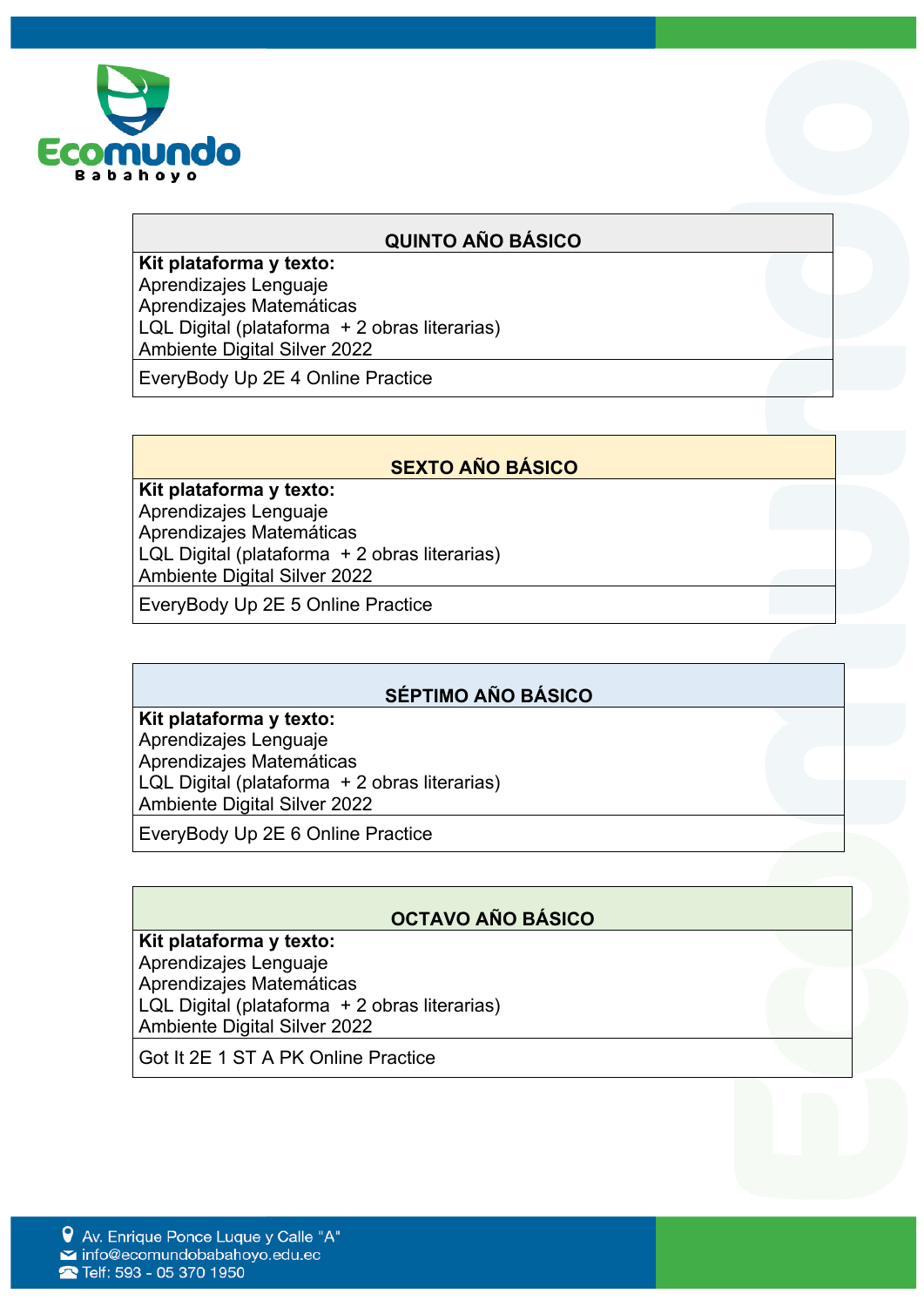| QUINTO AÑO BÁSICO |
|---|
| **Kit plataforma y texto:**<br>Aprendizajes Lenguaje<br>Aprendizajes Matemáticas<br>LQL Digital (plataforma + 2 obras literarias)<br>Ambiente Digital Silver 2022 |
| EveryBody Up 2E 4 Online Practice |

| SEXTO AÑO BÁSICO |
|---|
| **Kit plataforma y texto:**<br>Aprendizajes Lenguaje<br>Aprendizajes Matemáticas<br>LQL Digital (plataforma + 2 obras literarias)<br>Ambiente Digital Silver 2022 |
| EveryBody Up 2E 5 Online Practice |

| SÉPTIMO AÑO BÁSICO |
|---|
| **Kit plataforma y texto:**<br>Aprendizajes Lenguaje<br>Aprendizajes Matemáticas<br>LQL Digital (plataforma + 2 obras literarias)<br>Ambiente Digital Silver 2022 |
| EveryBody Up 2E 6 Online Practice |

| OCTAVO AÑO BÁSICO |
|---|
| **Kit plataforma y texto:**<br>Aprendizajes Lenguaje<br>Aprendizajes Matemáticas<br>LQL Digital (plataforma + 2 obras literarias)<br>Ambiente Digital Silver 2022 |
| Got It 2E 1 ST A PK Online Practice |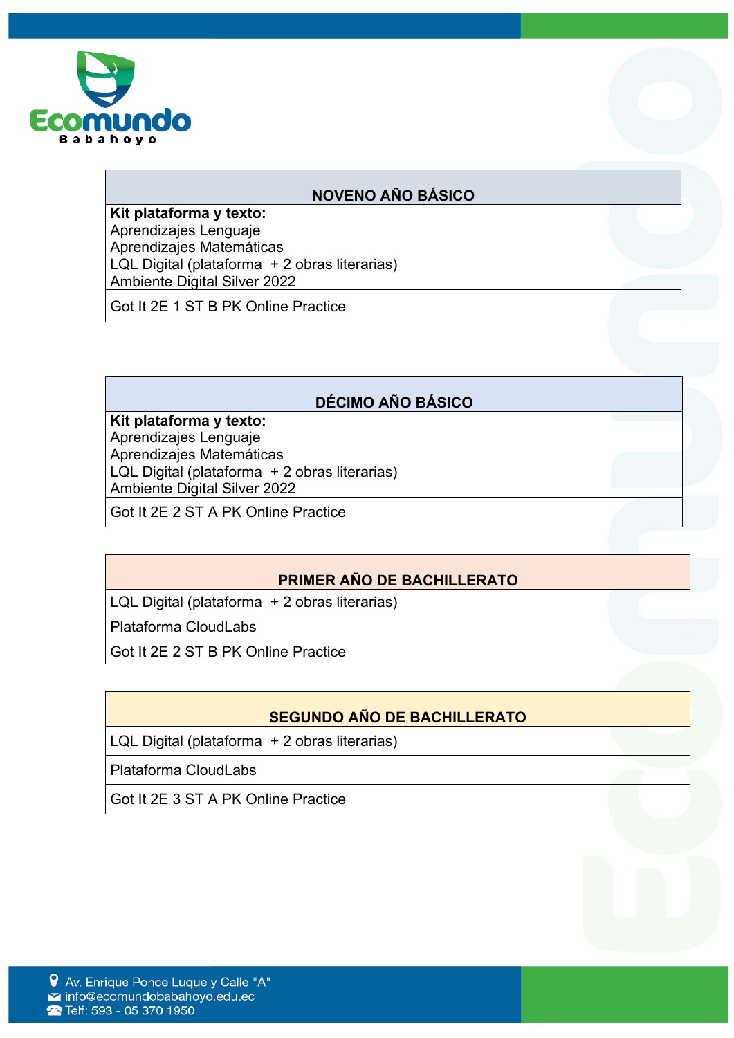| NOVENO AÑO BÁSICO |
| --- |
| **Kit plataforma y texto:**<br>Aprendizajes Lenguaje<br>Aprendizajes Matemáticas<br>LQL Digital (plataforma + 2 obras literarias)<br>Ambiente Digital Silver 2022 |
| Got It 2E 1 ST B PK Online Practice |

| DÉCIMO AÑO BÁSICO |
| --- |
| **Kit plataforma y texto:**<br>Aprendizajes Lenguaje<br>Aprendizajes Matemáticas<br>LQL Digital (plataforma + 2 obras literarias)<br>Ambiente Digital Silver 2022 |
| Got It 2E 2 ST A PK Online Practice |

| PRIMER AÑO DE BACHILLERATO |
| --- |
| LQL Digital (plataforma + 2 obras literarias) |
| Plataforma CloudLabs |
| Got It 2E 2 ST B PK Online Practice |

| SEGUNDO AÑO DE BACHILLERATO |
| --- |
| LQL Digital (plataforma + 2 obras literarias) |
| Plataforma CloudLabs |
| Got It 2E 3 ST A PK Online Practice |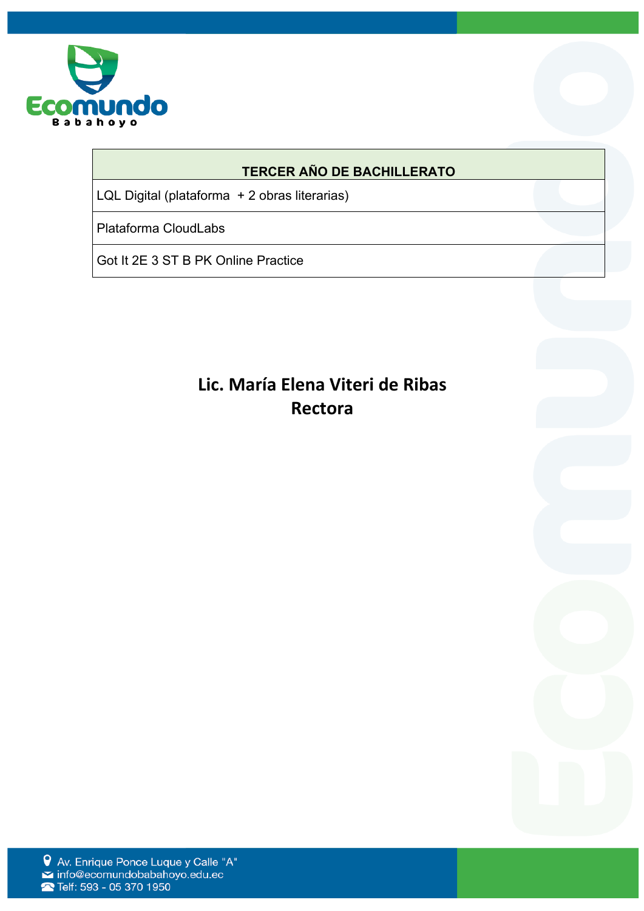| TERCER AÑO DE BACHILLERATO |
| --- |
| LQL Digital (plataforma + 2 obras literarias) |
| Plataforma CloudLabs |
| Got It 2E 3 ST B PK Online Practice |

**Lic. María Elena Viteri de Ribas**
**Rectora**